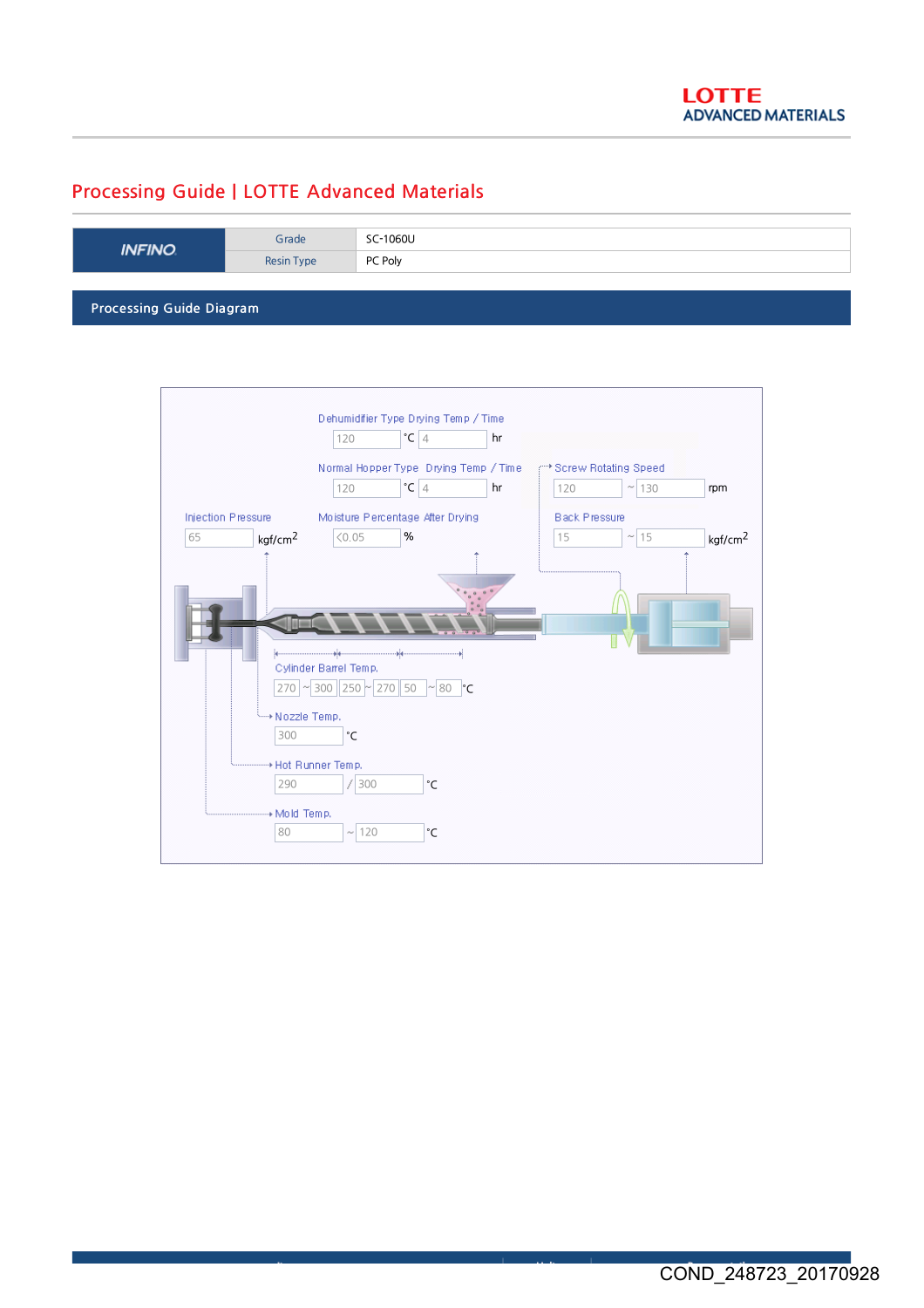# Processing Guide | LOTTE Advanced Materials

| INFINO | Grade | SC-1060U |
|---|---|---|
| | Resin Type | PC Poly |

## Processing Guide Diagram

Dehumidifier Type Drying Temp / Time
120 °C 4 hr

Normal Hopper Type Drying Temp / Time
120 °C 4 hr

Screw Rotating Speed
120 ~ 130 rpm

Injection Pressure
65 kgf/cm$^2$

Moisture Percentage After Drying
<0.05 %

Back Pressure
15 ~ 15 kgf/cm$^2$

Cylinder Barrel Temp.
270 ~ 300 | 250 ~ 270 | 50 ~ 80 °C

Nozzle Temp.
300 °C

Hot Runner Temp.
290 / 300 °C

Mold Temp.
80 ~ 120 °C

COND_248723_20170928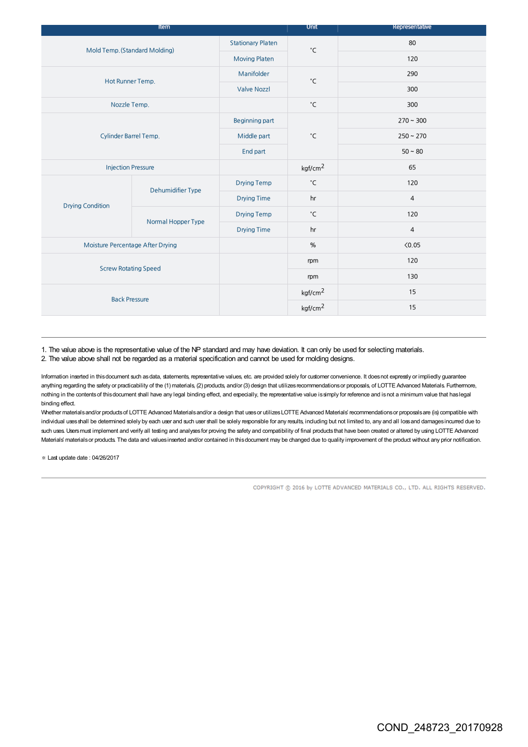| Item | | | Unit | Representative |
|---|---|---|---|---|
| Mold Temp.(Standard Molding) | | Stationary Platen | ˚C | 80 |
| | | Moving Platen | | 120 |
| Hot Runner Temp. | | Manifolder | ˚C | 290 |
| | | Valve Nozzl | | 300 |
| Nozzle Temp. | | | ˚C | 300 |
| Cylinder Barrel Temp. | | Beginning part | ˚C | 270 ~ 300 |
| | | Middle part | | 250 ~ 270 |
| | | End part | | 50 ~ 80 |
| Injection Pressure | | | $kgf/cm^2$ | 65 |
| Drying Condition | Dehumidifier Type | Drying Temp | ˚C | 120 |
| | | Drying Time | hr | 4 |
| | Normal Hopper Type | Drying Temp | ˚C | 120 |
| | | Drying Time | hr | 4 |
| Moisture Percentage After Drying | | | % | <0.05 |
| Screw Rotating Speed | | | rpm | 120 |
| | | | rpm | 130 |
| Back Pressure | | | $kgf/cm^2$ | 15 |
| | | | $kgf/cm^2$ | 15 |

1. The value above is the representative value of the NP standard and may have deviation. It can only be used for selecting materials.
2. The value above shall not be regarded as a material specification and cannot be used for molding designs.

Information inserted in this document such as data, statements, representative values, etc. are provided solely for customer convenience. It does not expressly or impliedly guarantee anything regarding the safety or practicability of the (1) materials, (2) products, and/or (3) design that utilizes recommendations or proposals, of LOTTE Advanced Materials. Furthermore, nothing in the contents of this document shall have any legal binding effect, and especially, the representative value is simply for reference and is not a minimum value that has legal binding effect.
Whether materials and/or products of LOTTE Advanced Materials and/or a design that uses or utilizes LOTTE Advanced Materials' recommendations or proposals are (is) compatible with individual uses shall be determined solely by each user and such user shall be solely responsible for any results, including but not limited to, any and all loss and damages incurred due to such uses. Users must implement and verify all testing and analyses for proving the safety and compatibility of final products that have been created or altered by using LOTTE Advanced Materials' materials or products. The data and values inserted and/or contained in this document may be changed due to quality improvement of the product without any prior notification.

※ Last update date : 04/26/2017

COPYRIGHT © 2016 by LOTTE ADVANCED MATERIALS CO., LTD. ALL RIGHTS RESERVED.

COND_248723_20170928